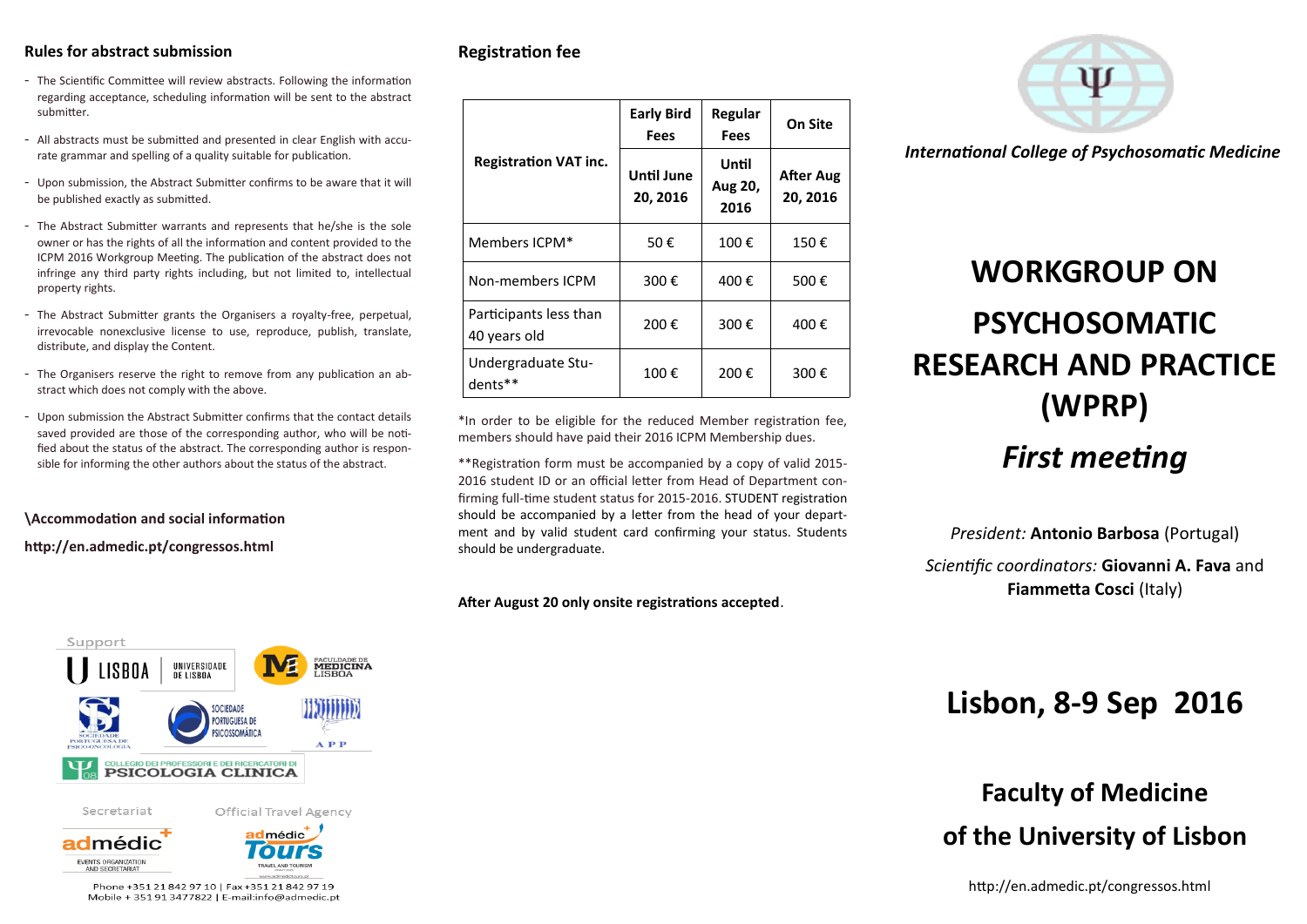## Rules for abstract submission

- The Scientific Committee will review abstracts. Following the information regarding acceptance, scheduling information will be sent to the abstract submitter.
- All abstracts must be submitted and presented in clear English with accurate grammar and spelling of a quality suitable for publication.
- Upon submission, the Abstract Submitter confirms to be aware that it will be published exactly as submitted.
- The Abstract Submitter warrants and represents that he/she is the sole owner or has the rights of all the information and content provided to the ICPM 2016 Workgroup Meeting. The publication of the abstract does not infringe any third party rights including, but not limited to, intellectual property rights.
- The Abstract Submitter grants the Organisers a royalty-free, perpetual, irrevocable nonexclusive license to use, reproduce, publish, translate, distribute, and display the Content.
- The Organisers reserve the right to remove from any publication an abstract which does not comply with the above.
- Upon submission the Abstract Submitter confirms that the contact details saved provided are those of the corresponding author, who will be notified about the status of the abstract. The corresponding author is responsible for informing the other authors about the status of the abstract.

**\Accommodation and social information**

**http://en.admedic.pt/congressos.html**

Support

UNIVERSIDADE DE LISBOA

FACULDADE DE MEDICINA LISBOA

SOCIEDADE PORTUGUESA DE PSICOONCOLOGIA

SOCIEDADE PORTUGUESA DE PSICOSSOMÁTICA

APP

COLLEGIO DEI PROFESSORI E DEI RICERCATORI DI PSICOLOGIA CLINICA

Secretariat — admédic EVENTS ORGANIZATION AND SECRETARIAT

Official Travel Agency — admédic Tours TRAVEL AND TOURISM

Phone +351 21 842 97 10 | Fax +351 21 842 97 19
Mobile + 351 91 3477822 | E-mail:info@admedic.pt

## Registration fee

| Registration VAT inc. | Early Bird Fees | Regular Fees | On Site |
|---|---|---|---|
| | Until June 20, 2016 | Until Aug 20, 2016 | After Aug 20, 2016 |
| Members ICPM* | 50 € | 100 € | 150 € |
| Non-members ICPM | 300 € | 400 € | 500 € |
| Participants less than 40 years old | 200 € | 300 € | 400 € |
| Undergraduate Students** | 100 € | 200 € | 300 € |

*In order to be eligible for the reduced Member registration fee, members should have paid their 2016 ICPM Membership dues.

**Registration form must be accompanied by a copy of valid 2015-2016 student ID or an official letter from Head of Department confirming full-time student status for 2015-2016. STUDENT registration should be accompanied by a letter from the head of your department and by valid student card confirming your status. Students should be undergraduate.

**After August 20 only onsite registrations accepted**.

*International College of Psychosomatic Medicine*

# WORKGROUP ON PSYCHOSOMATIC RESEARCH AND PRACTICE (WPRP)

## *First meeting*

*President:* **Antonio Barbosa** (Portugal)

*Scientific coordinators:* **Giovanni A. Fava** and **Fiammetta Cosci** (Italy)

# Lisbon, 8-9 Sep 2016

## Faculty of Medicine of the University of Lisbon

http://en.admedic.pt/congressos.html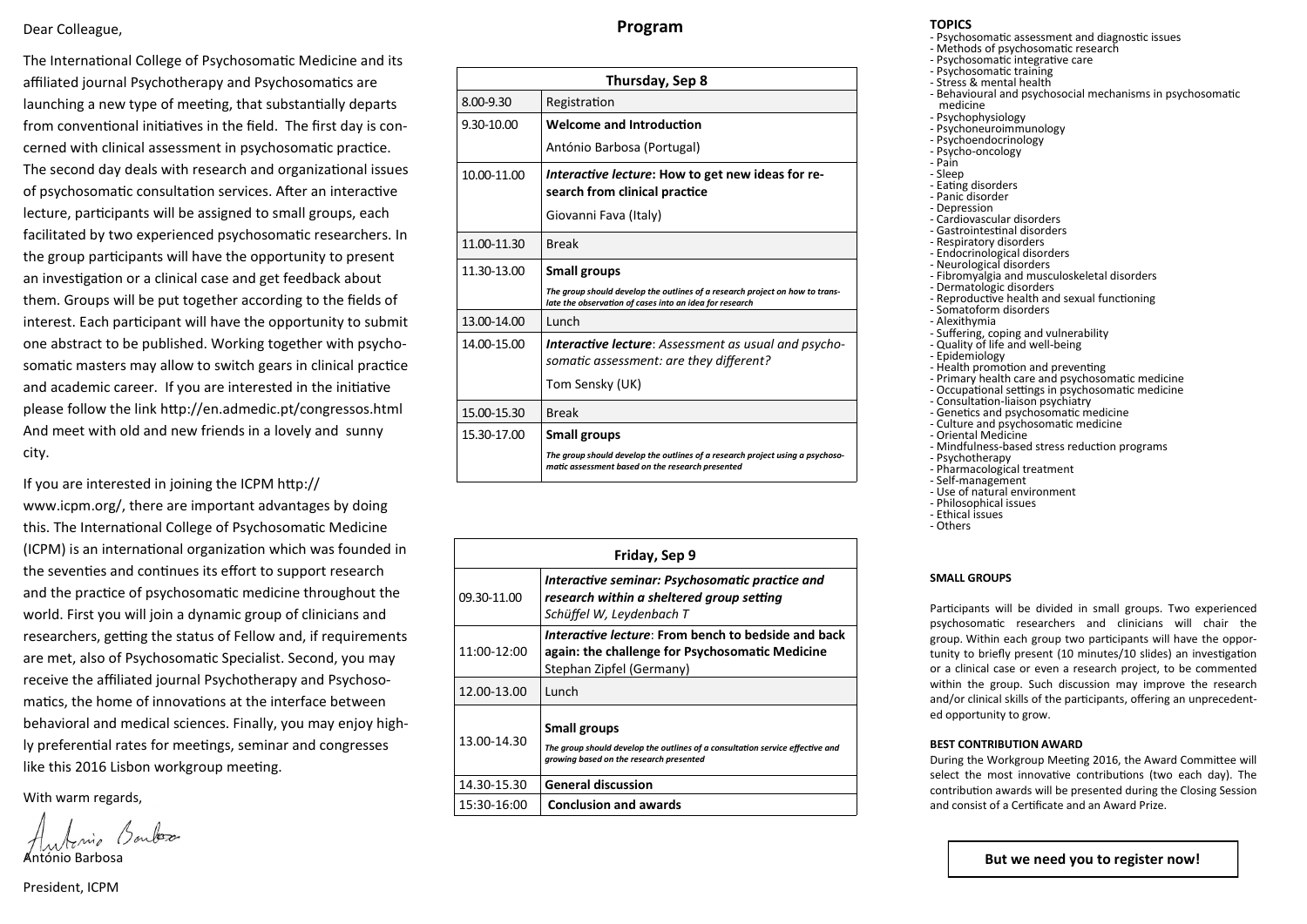Dear Colleague,

The International College of Psychosomatic Medicine and its affiliated journal Psychotherapy and Psychosomatics are launching a new type of meeting, that substantially departs from conventional initiatives in the field. The first day is concerned with clinical assessment in psychosomatic practice. The second day deals with research and organizational issues of psychosomatic consultation services. After an interactive lecture, participants will be assigned to small groups, each facilitated by two experienced psychosomatic researchers. In the group participants will have the opportunity to present an investigation or a clinical case and get feedback about them. Groups will be put together according to the fields of interest. Each participant will have the opportunity to submit one abstract to be published. Working together with psychosomatic masters may allow to switch gears in clinical practice and academic career. If you are interested in the initiative please follow the link http://en.admedic.pt/congressos.html And meet with old and new friends in a lovely and sunny city.

If you are interested in joining the ICPM http://www.icpm.org/, there are important advantages by doing this. The International College of Psychosomatic Medicine (ICPM) is an international organization which was founded in the seventies and continues its effort to support research and the practice of psychosomatic medicine throughout the world. First you will join a dynamic group of clinicians and researchers, getting the status of Fellow and, if requirements are met, also of Psychosomatic Specialist. Second, you may receive the affiliated journal Psychotherapy and Psychosomatics, the home of innovations at the interface between behavioral and medical sciences. Finally, you may enjoy highly preferential rates for meetings, seminar and congresses like this 2016 Lisbon workgroup meeting.

With warm regards,

António Barbosa

President, ICPM

## Program

| Thursday, Sep 8 | |
|---|---|
| 8.00-9.30 | Registration |
| 9.30-10.00 | **Welcome and Introduction**<br>António Barbosa (Portugal) |
| 10.00-11.00 | ***Interactive lecture*: How to get new ideas for research from clinical practice**<br>Giovanni Fava (Italy) |
| 11.00-11.30 | Break |
| 11.30-13.00 | **Small groups**<br>***The group should develop the outlines of a research project on how to translate the observation of cases into an idea for research*** |
| 13.00-14.00 | Lunch |
| 14.00-15.00 | ***Interactive lecture****: Assessment as usual and psychosomatic assessment: are they different?*<br>Tom Sensky (UK) |
| 15.00-15.30 | Break |
| 15.30-17.00 | **Small groups**<br>***The group should develop the outlines of a research project using a psychosomatic assessment based on the research presented*** |

| Friday, Sep 9 | |
|---|---|
| 09.30-11.00 | ***Interactive seminar: Psychosomatic practice and research within a sheltered group setting***<br>*Schüffel W, Leydenbach T* |
| 11:00-12:00 | ***Interactive lecture*: From bench to bedside and back again: the challenge for Psychosomatic Medicine**<br>Stephan Zipfel (Germany) |
| 12.00-13.00 | Lunch |
| 13.00-14.30 | **Small groups**<br>***The group should develop the outlines of a consultation service effective and growing based on the research presented*** |
| 14.30-15.30 | **General discussion** |
| 15:30-16:00 | **Conclusion and awards** |

### TOPICS

- Psychosomatic assessment and diagnostic issues
- Methods of psychosomatic research
- Psychosomatic integrative care
- Psychosomatic training
- Stress & mental health
- Behavioural and psychosocial mechanisms in psychosomatic medicine
- Psychophysiology
- Psychoneuroimmunology
- Psychoendocrinology
- Psycho-oncology
- Pain
- Sleep
- Eating disorders
- Panic disorder
- Depression
- Cardiovascular disorders
- Gastrointestinal disorders
- Respiratory disorders
- Endocrinological disorders
- Neurological disorders
- Fibromyalgia and musculoskeletal disorders
- Dermatologic disorders
- Reproductive health and sexual functioning
- Somatoform disorders
- Alexithymia
- Suffering, coping and vulnerability
- Quality of life and well-being
- Epidemiology
- Health promotion and preventing
- Primary health care and psychosomatic medicine
- Occupational settings in psychosomatic medicine
- Consultation-liaison psychiatry
- Genetics and psychosomatic medicine
- Culture and psychosomatic medicine
- Oriental Medicine
- Mindfulness-based stress reduction programs
- Psychotherapy
- Pharmacological treatment
- Self-management
- Use of natural environment
- Philosophical issues
- Ethical issues
- Others

### SMALL GROUPS

Participants will be divided in small groups. Two experienced psychosomatic researchers and clinicians will chair the group. Within each group two participants will have the opportunity to briefly present (10 minutes/10 slides) an investigation or a clinical case or even a research project, to be commented within the group. Such discussion may improve the research and/or clinical skills of the participants, offering an unprecedented opportunity to grow.

### BEST CONTRIBUTION AWARD

During the Workgroup Meeting 2016, the Award Committee will select the most innovative contributions (two each day). The contribution awards will be presented during the Closing Session and consist of a Certificate and an Award Prize.

**But we need you to register now!**